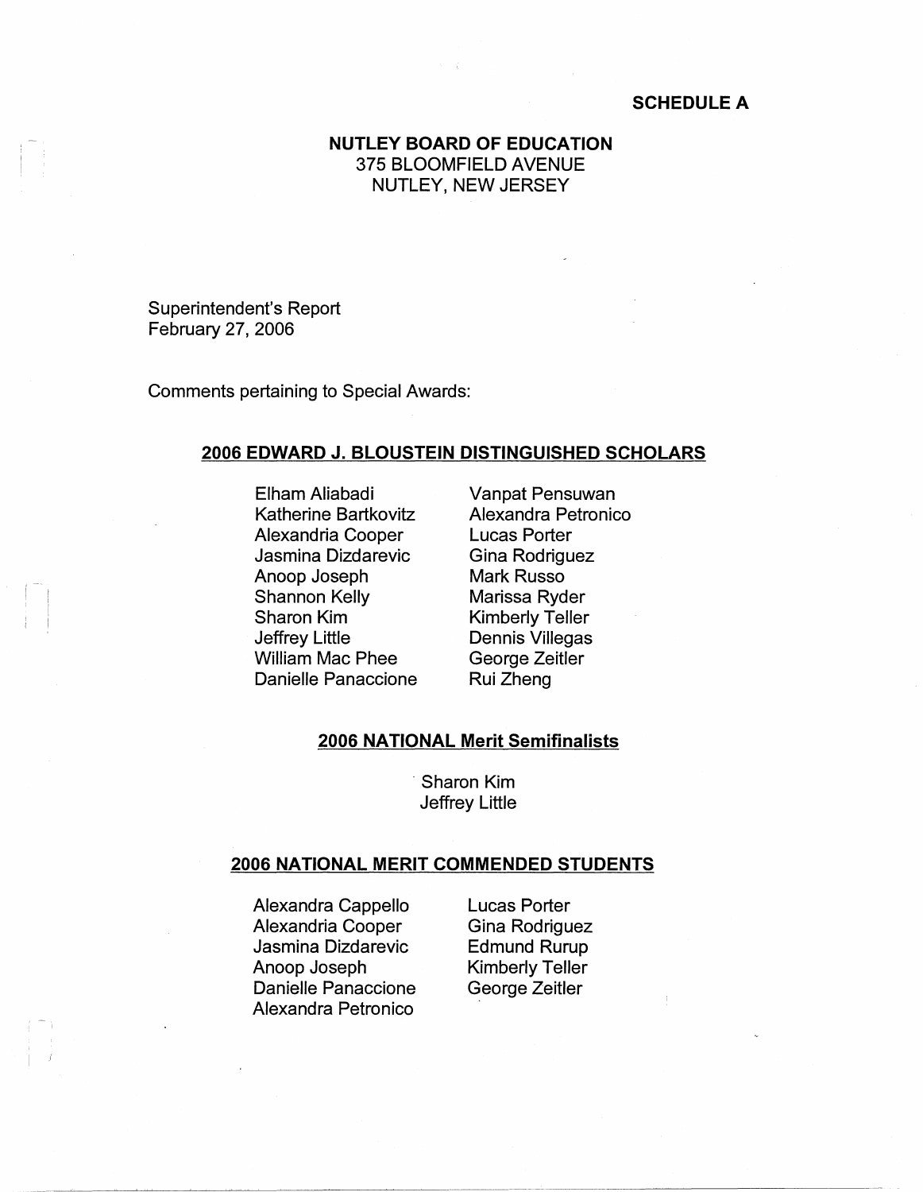**SCHEDULE A**

**NUTLEY BOARD OF EDUCATION**
375 BLOOMFIELD AVENUE
NUTLEY, NEW JERSEY

Superintendent's Report
February 27, 2006

Comments pertaining to Special Awards:

## 2006 EDWARD J. BLOUSTEIN DISTINGUISHED SCHOLARS

- Elham Aliabadi
- Katherine Bartkovitz
- Alexandria Cooper
- Jasmina Dizdarevic
- Anoop Joseph
- Shannon Kelly
- Sharon Kim
- Jeffrey Little
- William Mac Phee
- Danielle Panaccione
- Vanpat Pensuwan
- Alexandra Petronico
- Lucas Porter
- Gina Rodriguez
- Mark Russo
- Marissa Ryder
- Kimberly Teller
- Dennis Villegas
- George Zeitler
- Rui Zheng

## 2006 NATIONAL Merit Semifinalists

- Sharon Kim
- Jeffrey Little

## 2006 NATIONAL MERIT COMMENDED STUDENTS

- Alexandra Cappello
- Alexandria Cooper
- Jasmina Dizdarevic
- Anoop Joseph
- Danielle Panaccione
- Alexandra Petronico
- Lucas Porter
- Gina Rodriguez
- Edmund Rurup
- Kimberly Teller
- George Zeitler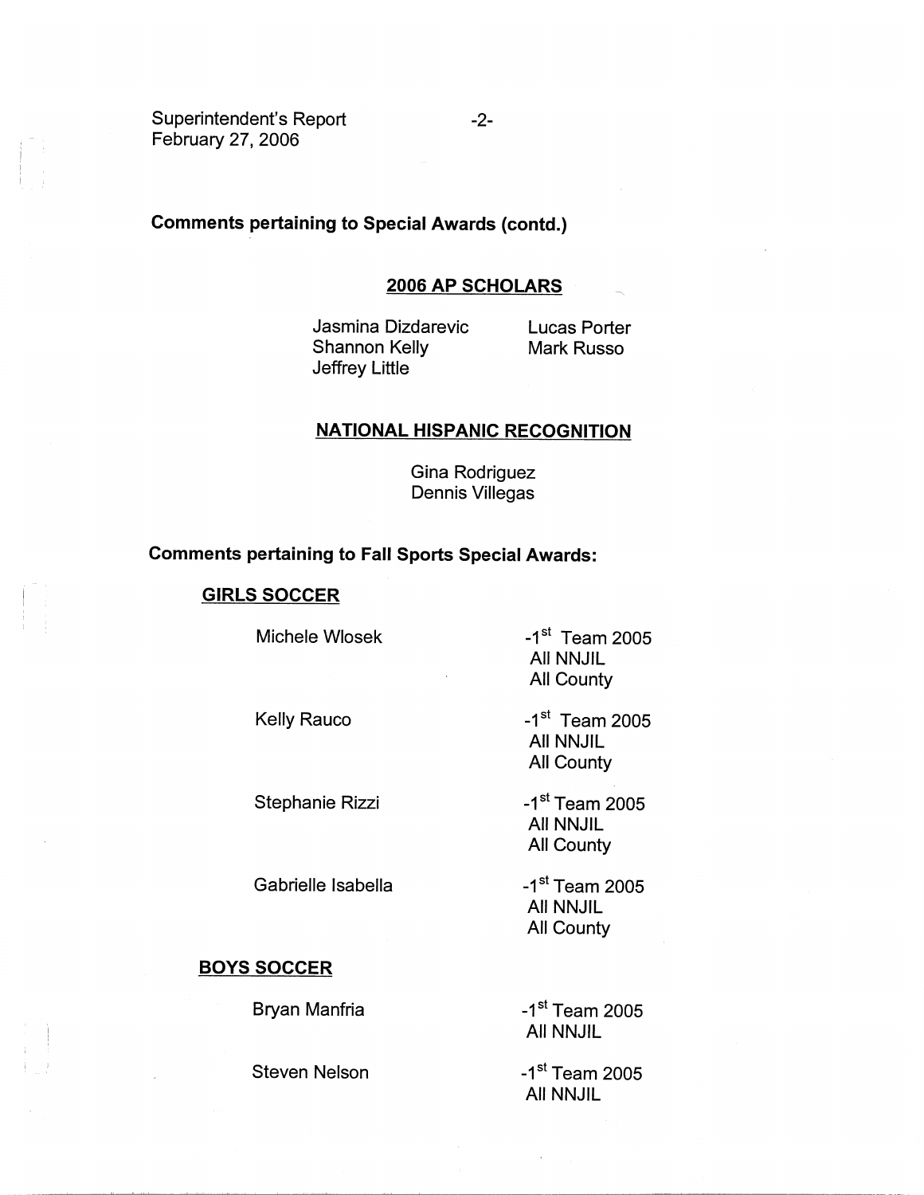**Comments pertaining to Special Awards (contd.)**

**2006 AP SCHOLARS**

Jasmina Dizdarevic
Shannon Kelly
Jeffrey Little
Lucas Porter
Mark Russo

**NATIONAL HISPANIC RECOGNITION**

Gina Rodriguez
Dennis Villegas

**Comments pertaining to Fall Sports Special Awards:**

**GIRLS SOCCER**

| | |
|---|---|
| Michele Wlosek | -1st Team 2005 All NNJIL All County |
| Kelly Rauco | -1st Team 2005 All NNJIL All County |
| Stephanie Rizzi | -1st Team 2005 All NNJIL All County |
| Gabrielle Isabella | -1st Team 2005 All NNJIL All County |

**BOYS SOCCER**

| | |
|---|---|
| Bryan Manfria | -1st Team 2005 All NNJIL |
| Steven Nelson | -1st Team 2005 All NNJIL |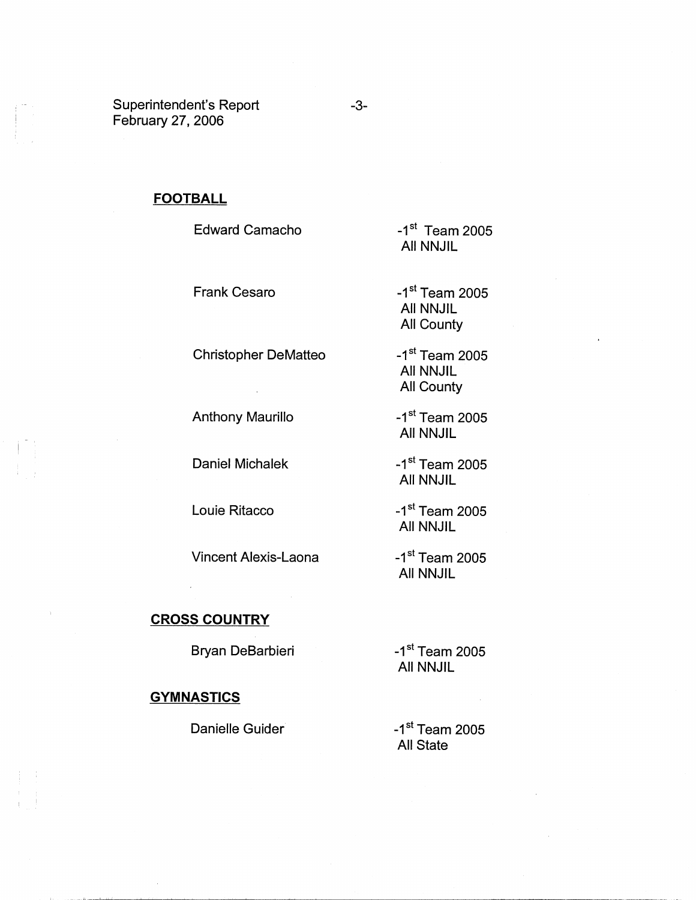## FOOTBALL

| | |
|---|---|
| Edward Camacho | -1st Team 2005 All NNJIL |
| Frank Cesaro | -1st Team 2005 All NNJIL All County |
| Christopher DeMatteo | -1st Team 2005 All NNJIL All County |
| Anthony Maurillo | -1st Team 2005 All NNJIL |
| Daniel Michalek | -1st Team 2005 All NNJIL |
| Louie Ritacco | -1st Team 2005 All NNJIL |
| Vincent Alexis-Laona | -1st Team 2005 All NNJIL |

## CROSS COUNTRY

| | |
|---|---|
| Bryan DeBarbieri | -1st Team 2005 All NNJIL |

## GYMNASTICS

| | |
|---|---|
| Danielle Guider | -1st Team 2005 All State |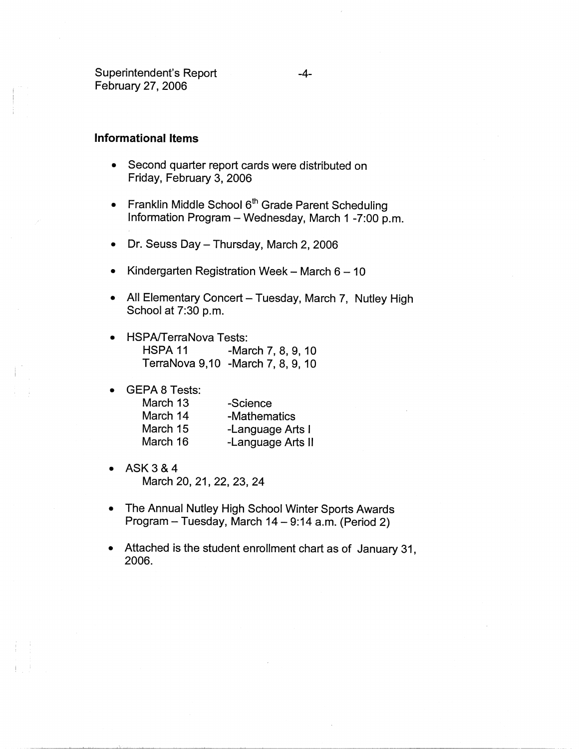## Informational Items

- Second quarter report cards were distributed on Friday, February 3, 2006
- Franklin Middle School 6th Grade Parent Scheduling Information Program – Wednesday, March 1 -7:00 p.m.
- Dr. Seuss Day – Thursday, March 2, 2006
- Kindergarten Registration Week – March 6 – 10
- All Elementary Concert – Tuesday, March 7, Nutley High School at 7:30 p.m.
- HSPA/TerraNova Tests:

  | | |
  |---|---|
  | HSPA 11 | -March 7, 8, 9, 10 |
  | TerraNova 9,10 | -March 7, 8, 9, 10 |

- GEPA 8 Tests:

  | | |
  |---|---|
  | March 13 | -Science |
  | March 14 | -Mathematics |
  | March 15 | -Language Arts I |
  | March 16 | -Language Arts II |

- ASK 3 & 4
  March 20, 21, 22, 23, 24
- The Annual Nutley High School Winter Sports Awards Program – Tuesday, March 14 – 9:14 a.m. (Period 2)
- Attached is the student enrollment chart as of January 31, 2006.